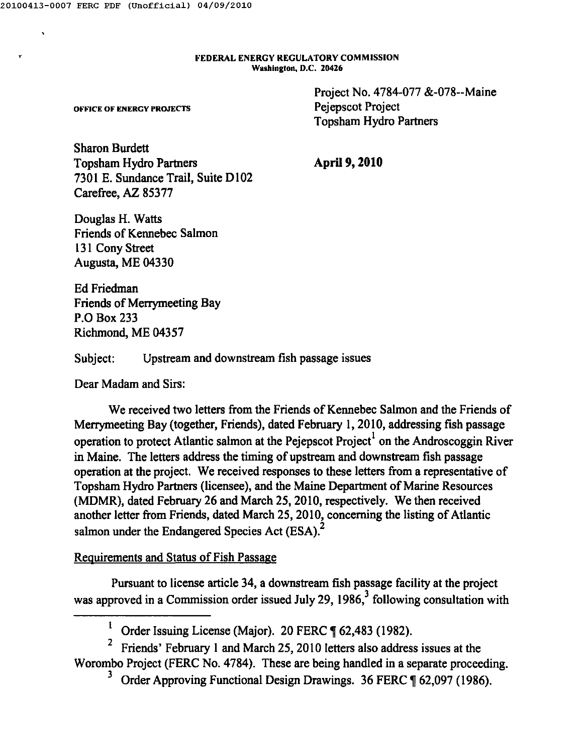FEDERAL ENERGY REGULATORY COMMISSION
Washington, D.C. 20426

OFFICE OF ENERGY PROJECTS

Project No. 4784-077 &-078--Maine
Pejepscot Project
Topsham Hydro Partners

Sharon Burdett
Topsham Hydro Partners
7301 E. Sundance Trail, Suite D102
Carefree, AZ 85377

**April 9, 2010**

Douglas H. Watts
Friends of Kennebec Salmon
131 Cony Street
Augusta, ME 04330

Ed Friedman
Friends of Merrymeeting Bay
P.O Box 233
Richmond, ME 04357

Subject: Upstream and downstream fish passage issues

Dear Madam and Sirs:

We received two letters from the Friends of Kennebec Salmon and the Friends of Merrymeeting Bay (together, Friends), dated February 1, 2010, addressing fish passage operation to protect Atlantic salmon at the Pejepscot Project[1] on the Androscoggin River in Maine. The letters address the timing of upstream and downstream fish passage operation at the project. We received responses to these letters from a representative of Topsham Hydro Partners (licensee), and the Maine Department of Marine Resources (MDMR), dated February 26 and March 25, 2010, respectively. We then received another letter from Friends, dated March 25, 2010, concerning the listing of Atlantic salmon under the Endangered Species Act (ESA).[2]

Requirements and Status of Fish Passage

Pursuant to license article 34, a downstream fish passage facility at the project was approved in a Commission order issued July 29, 1986,[3] following consultation with

[1] Order Issuing License (Major). 20 FERC ¶ 62,483 (1982).

[2] Friends' February 1 and March 25, 2010 letters also address issues at the Worombo Project (FERC No. 4784). These are being handled in a separate proceeding.

[3] Order Approving Functional Design Drawings. 36 FERC ¶ 62,097 (1986).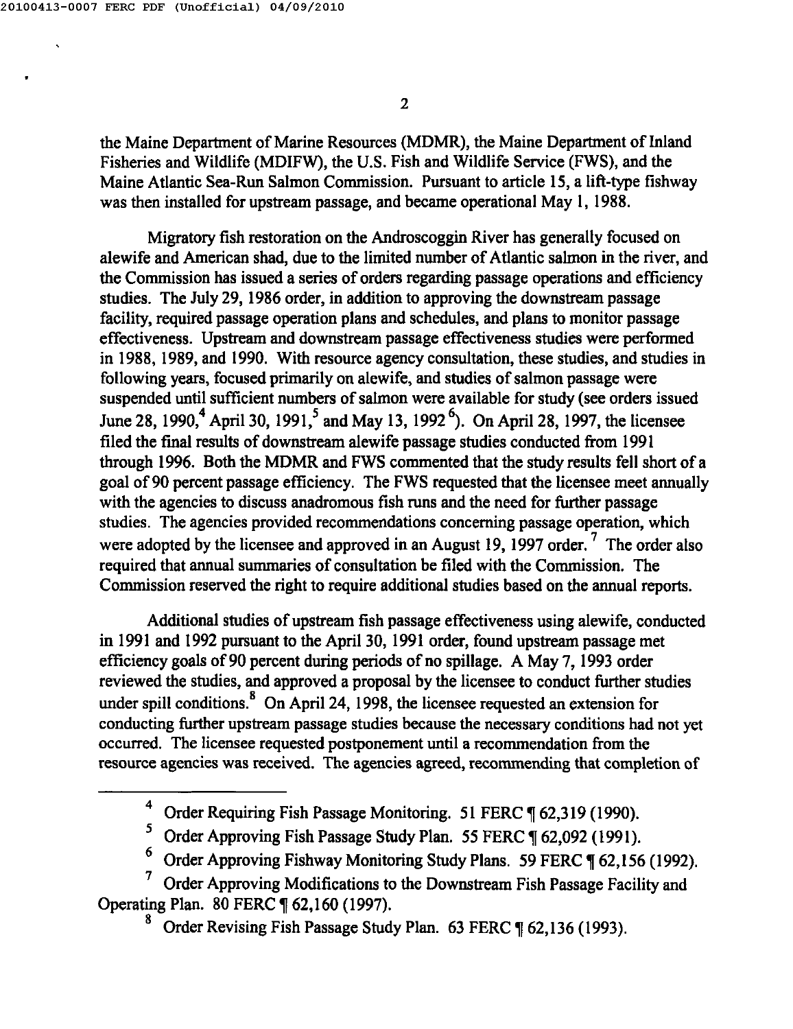the Maine Department of Marine Resources (MDMR), the Maine Department of Inland Fisheries and Wildlife (MDIFW), the U.S. Fish and Wildlife Service (FWS), and the Maine Atlantic Sea-Run Salmon Commission. Pursuant to article 15, a lift-type fishway was then installed for upstream passage, and became operational May 1, 1988.

Migratory fish restoration on the Androscoggin River has generally focused on alewife and American shad, due to the limited number of Atlantic salmon in the river, and the Commission has issued a series of orders regarding passage operations and efficiency studies. The July 29, 1986 order, in addition to approving the downstream passage facility, required passage operation plans and schedules, and plans to monitor passage effectiveness. Upstream and downstream passage effectiveness studies were performed in 1988, 1989, and 1990. With resource agency consultation, these studies, and studies in following years, focused primarily on alewife, and studies of salmon passage were suspended until sufficient numbers of salmon were available for study (see orders issued June 28, 1990,[4] April 30, 1991,[5] and May 13, 1992[6]). On April 28, 1997, the licensee filed the final results of downstream alewife passage studies conducted from 1991 through 1996. Both the MDMR and FWS commented that the study results fell short of a goal of 90 percent passage efficiency. The FWS requested that the licensee meet annually with the agencies to discuss anadromous fish runs and the need for further passage studies. The agencies provided recommendations concerning passage operation, which were adopted by the licensee and approved in an August 19, 1997 order.[7] The order also required that annual summaries of consultation be filed with the Commission. The Commission reserved the right to require additional studies based on the annual reports.

Additional studies of upstream fish passage effectiveness using alewife, conducted in 1991 and 1992 pursuant to the April 30, 1991 order, found upstream passage met efficiency goals of 90 percent during periods of no spillage. A May 7, 1993 order reviewed the studies, and approved a proposal by the licensee to conduct further studies under spill conditions.[8] On April 24, 1998, the licensee requested an extension for conducting further upstream passage studies because the necessary conditions had not yet occurred. The licensee requested postponement until a recommendation from the resource agencies was received. The agencies agreed, recommending that completion of

---

[4] Order Requiring Fish Passage Monitoring. 51 FERC ¶ 62,319 (1990).

[5] Order Approving Fish Passage Study Plan. 55 FERC ¶ 62,092 (1991).

[6] Order Approving Fishway Monitoring Study Plans. 59 FERC ¶ 62,156 (1992).

[7] Order Approving Modifications to the Downstream Fish Passage Facility and Operating Plan. 80 FERC ¶ 62,160 (1997).

[8] Order Revising Fish Passage Study Plan. 63 FERC ¶ 62,136 (1993).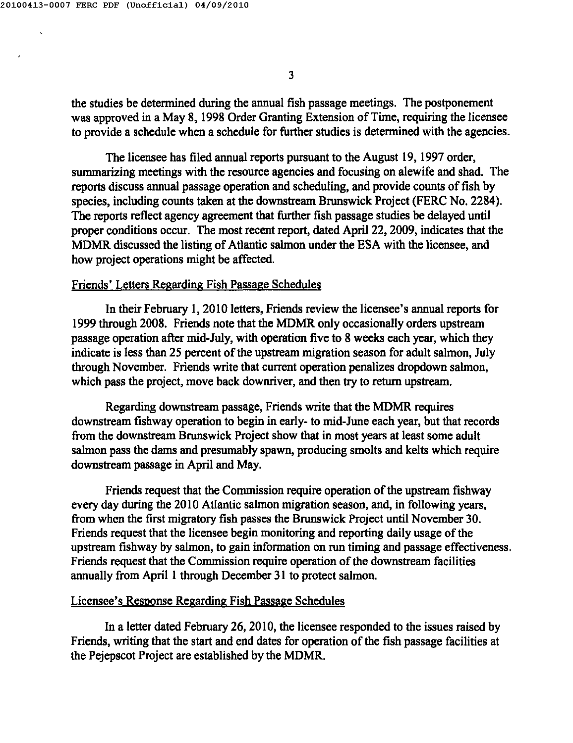the studies be determined during the annual fish passage meetings. The postponement was approved in a May 8, 1998 Order Granting Extension of Time, requiring the licensee to provide a schedule when a schedule for further studies is determined with the agencies.

The licensee has filed annual reports pursuant to the August 19, 1997 order, summarizing meetings with the resource agencies and focusing on alewife and shad. The reports discuss annual passage operation and scheduling, and provide counts of fish by species, including counts taken at the downstream Brunswick Project (FERC No. 2284). The reports reflect agency agreement that further fish passage studies be delayed until proper conditions occur. The most recent report, dated April 22, 2009, indicates that the MDMR discussed the listing of Atlantic salmon under the ESA with the licensee, and how project operations might be affected.

## Friends' Letters Regarding Fish Passage Schedules

In their February 1, 2010 letters, Friends review the licensee's annual reports for 1999 through 2008. Friends note that the MDMR only occasionally orders upstream passage operation after mid-July, with operation five to 8 weeks each year, which they indicate is less than 25 percent of the upstream migration season for adult salmon, July through November. Friends write that current operation penalizes dropdown salmon, which pass the project, move back downriver, and then try to return upstream.

Regarding downstream passage, Friends write that the MDMR requires downstream fishway operation to begin in early- to mid-June each year, but that records from the downstream Brunswick Project show that in most years at least some adult salmon pass the dams and presumably spawn, producing smolts and kelts which require downstream passage in April and May.

Friends request that the Commission require operation of the upstream fishway every day during the 2010 Atlantic salmon migration season, and, in following years, from when the first migratory fish passes the Brunswick Project until November 30. Friends request that the licensee begin monitoring and reporting daily usage of the upstream fishway by salmon, to gain information on run timing and passage effectiveness. Friends request that the Commission require operation of the downstream facilities annually from April 1 through December 31 to protect salmon.

## Licensee's Response Regarding Fish Passage Schedules

In a letter dated February 26, 2010, the licensee responded to the issues raised by Friends, writing that the start and end dates for operation of the fish passage facilities at the Pejepscot Project are established by the MDMR.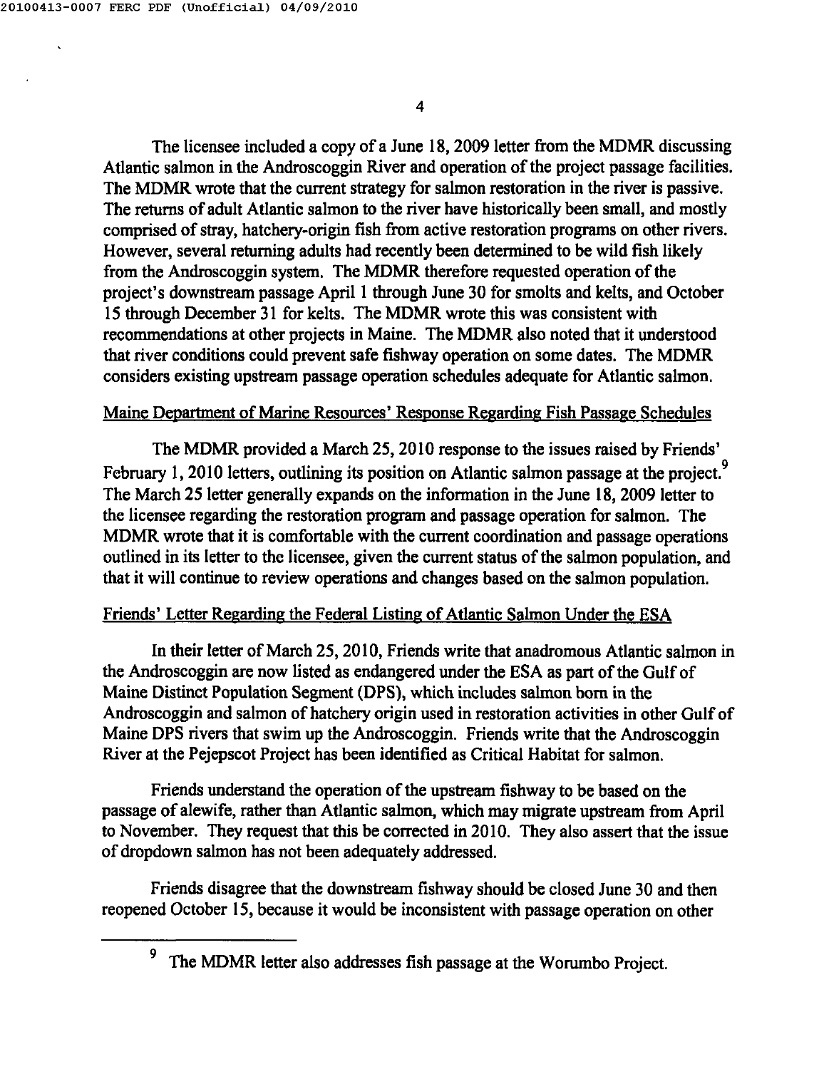The licensee included a copy of a June 18, 2009 letter from the MDMR discussing Atlantic salmon in the Androscoggin River and operation of the project passage facilities. The MDMR wrote that the current strategy for salmon restoration in the river is passive. The returns of adult Atlantic salmon to the river have historically been small, and mostly comprised of stray, hatchery-origin fish from active restoration programs on other rivers. However, several returning adults had recently been determined to be wild fish likely from the Androscoggin system. The MDMR therefore requested operation of the project's downstream passage April 1 through June 30 for smolts and kelts, and October 15 through December 31 for kelts. The MDMR wrote this was consistent with recommendations at other projects in Maine. The MDMR also noted that it understood that river conditions could prevent safe fishway operation on some dates. The MDMR considers existing upstream passage operation schedules adequate for Atlantic salmon.

Maine Department of Marine Resources' Response Regarding Fish Passage Schedules

The MDMR provided a March 25, 2010 response to the issues raised by Friends' February 1, 2010 letters, outlining its position on Atlantic salmon passage at the project.[9] The March 25 letter generally expands on the information in the June 18, 2009 letter to the licensee regarding the restoration program and passage operation for salmon. The MDMR wrote that it is comfortable with the current coordination and passage operations outlined in its letter to the licensee, given the current status of the salmon population, and that it will continue to review operations and changes based on the salmon population.

Friends' Letter Regarding the Federal Listing of Atlantic Salmon Under the ESA

In their letter of March 25, 2010, Friends write that anadromous Atlantic salmon in the Androscoggin are now listed as endangered under the ESA as part of the Gulf of Maine Distinct Population Segment (DPS), which includes salmon born in the Androscoggin and salmon of hatchery origin used in restoration activities in other Gulf of Maine DPS rivers that swim up the Androscoggin. Friends write that the Androscoggin River at the Pejepscot Project has been identified as Critical Habitat for salmon.

Friends understand the operation of the upstream fishway to be based on the passage of alewife, rather than Atlantic salmon, which may migrate upstream from April to November. They request that this be corrected in 2010. They also assert that the issue of dropdown salmon has not been adequately addressed.

Friends disagree that the downstream fishway should be closed June 30 and then reopened October 15, because it would be inconsistent with passage operation on other

[9] The MDMR letter also addresses fish passage at the Worumbo Project.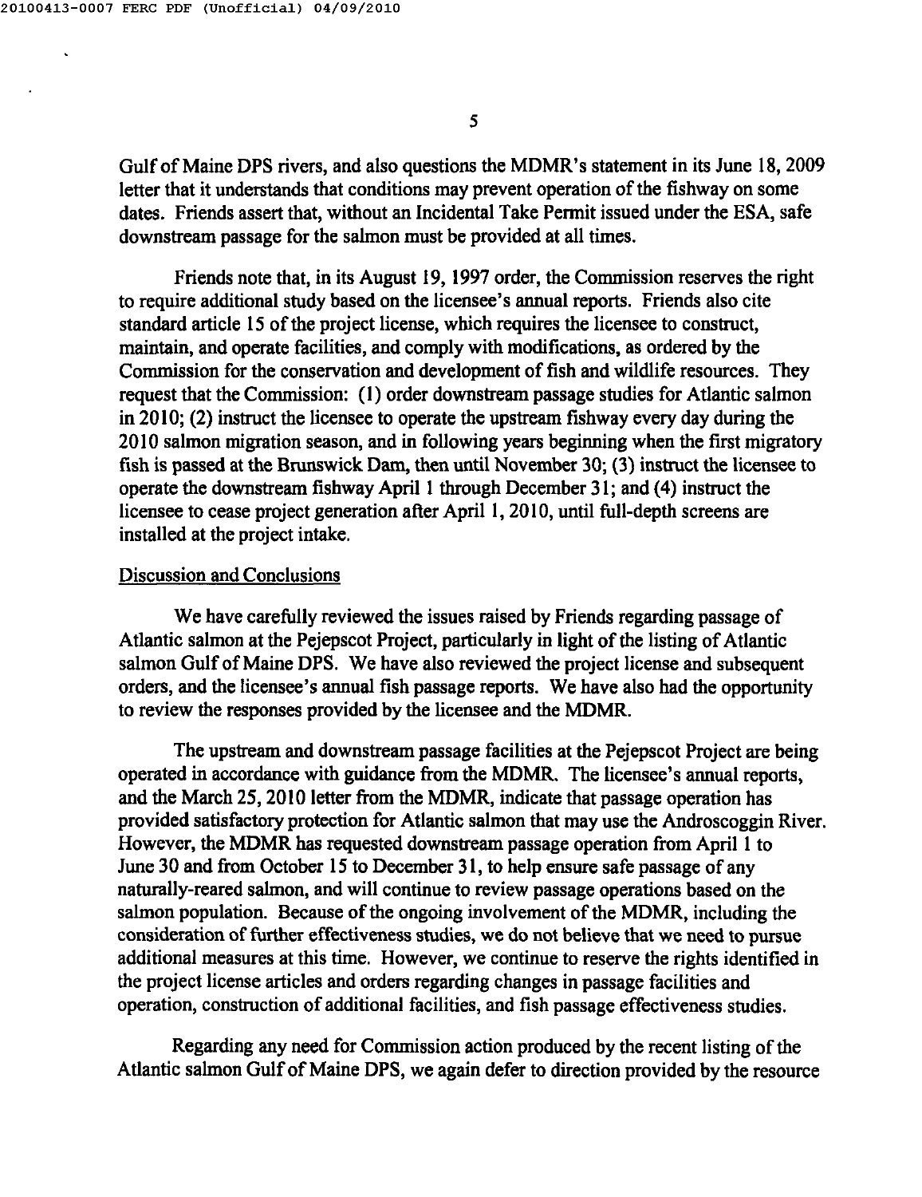Gulf of Maine DPS rivers, and also questions the MDMR's statement in its June 18, 2009 letter that it understands that conditions may prevent operation of the fishway on some dates. Friends assert that, without an Incidental Take Permit issued under the ESA, safe downstream passage for the salmon must be provided at all times.

Friends note that, in its August 19, 1997 order, the Commission reserves the right to require additional study based on the licensee's annual reports. Friends also cite standard article 15 of the project license, which requires the licensee to construct, maintain, and operate facilities, and comply with modifications, as ordered by the Commission for the conservation and development of fish and wildlife resources. They request that the Commission: (1) order downstream passage studies for Atlantic salmon in 2010; (2) instruct the licensee to operate the upstream fishway every day during the 2010 salmon migration season, and in following years beginning when the first migratory fish is passed at the Brunswick Dam, then until November 30; (3) instruct the licensee to operate the downstream fishway April 1 through December 31; and (4) instruct the licensee to cease project generation after April 1, 2010, until full-depth screens are installed at the project intake.

## Discussion and Conclusions

We have carefully reviewed the issues raised by Friends regarding passage of Atlantic salmon at the Pejepscot Project, particularly in light of the listing of Atlantic salmon Gulf of Maine DPS. We have also reviewed the project license and subsequent orders, and the licensee's annual fish passage reports. We have also had the opportunity to review the responses provided by the licensee and the MDMR.

The upstream and downstream passage facilities at the Pejepscot Project are being operated in accordance with guidance from the MDMR. The licensee's annual reports, and the March 25, 2010 letter from the MDMR, indicate that passage operation has provided satisfactory protection for Atlantic salmon that may use the Androscoggin River. However, the MDMR has requested downstream passage operation from April 1 to June 30 and from October 15 to December 31, to help ensure safe passage of any naturally-reared salmon, and will continue to review passage operations based on the salmon population. Because of the ongoing involvement of the MDMR, including the consideration of further effectiveness studies, we do not believe that we need to pursue additional measures at this time. However, we continue to reserve the rights identified in the project license articles and orders regarding changes in passage facilities and operation, construction of additional facilities, and fish passage effectiveness studies.

Regarding any need for Commission action produced by the recent listing of the Atlantic salmon Gulf of Maine DPS, we again defer to direction provided by the resource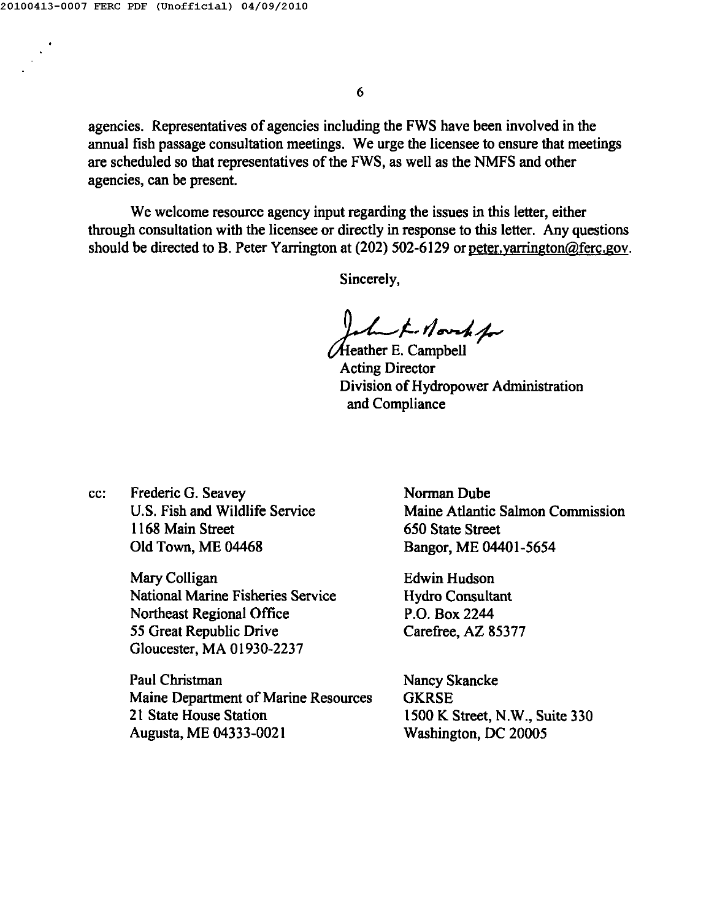agencies. Representatives of agencies including the FWS have been involved in the annual fish passage consultation meetings. We urge the licensee to ensure that meetings are scheduled so that representatives of the FWS, as well as the NMFS and other agencies, can be present.

We welcome resource agency input regarding the issues in this letter, either through consultation with the licensee or directly in response to this letter. Any questions should be directed to B. Peter Yarrington at (202) 502-6129 or peter.yarrington@ferc.gov.

Sincerely,

Heather E. Campbell
Acting Director
Division of Hydropower Administration and Compliance

cc:

Frederic G. Seavey
U.S. Fish and Wildlife Service
1168 Main Street
Old Town, ME 04468

Mary Colligan
National Marine Fisheries Service
Northeast Regional Office
55 Great Republic Drive
Gloucester, MA 01930-2237

Paul Christman
Maine Department of Marine Resources
21 State House Station
Augusta, ME 04333-0021

Norman Dube
Maine Atlantic Salmon Commission
650 State Street
Bangor, ME 04401-5654

Edwin Hudson
Hydro Consultant
P.O. Box 2244
Carefree, AZ 85377

Nancy Skancke
GKRSE
1500 K Street, N.W., Suite 330
Washington, DC 20005